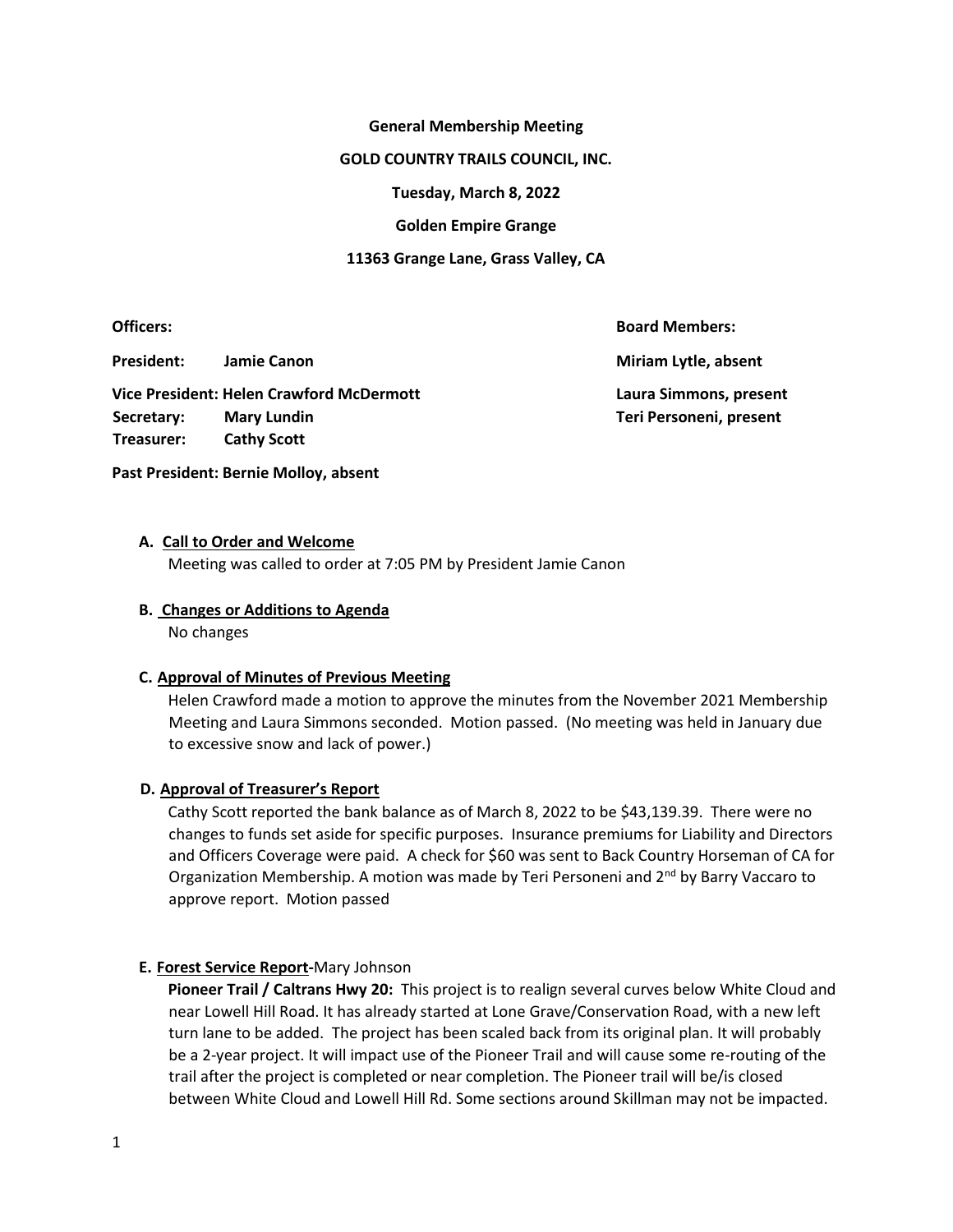**General Membership Meeting**

**GOLD COUNTRY TRAILS COUNCIL, INC.**

**Tuesday, March 8, 2022**

**Golden Empire Grange**

**11363 Grange Lane, Grass Valley, CA**

**Officers:**

**President:** **Jamie Canon**

**Vice President: Helen Crawford McDermott**

**Secretary:** **Mary Lundin**

**Treasurer:** **Cathy Scott**

**Past President: Bernie Molloy, absent**

**Board Members:**

**Miriam Lytle, absent**

**Laura Simmons, present**

**Teri Personeni, present**

**A. Call to Order and Welcome**

Meeting was called to order at 7:05 PM by President Jamie Canon

**B. Changes or Additions to Agenda**

No changes

**C. Approval of Minutes of Previous Meeting**

Helen Crawford made a motion to approve the minutes from the November 2021 Membership Meeting and Laura Simmons seconded. Motion passed. (No meeting was held in January due to excessive snow and lack of power.)

**D. Approval of Treasurer's Report**

Cathy Scott reported the bank balance as of March 8, 2022 to be $43,139.39. There were no changes to funds set aside for specific purposes. Insurance premiums for Liability and Directors and Officers Coverage were paid. A check for $60 was sent to Back Country Horseman of CA for Organization Membership. A motion was made by Teri Personeni and 2nd by Barry Vaccaro to approve report. Motion passed

**E. Forest Service Report-**Mary Johnson

**Pioneer Trail / Caltrans Hwy 20:** This project is to realign several curves below White Cloud and near Lowell Hill Road. It has already started at Lone Grave/Conservation Road, with a new left turn lane to be added. The project has been scaled back from its original plan. It will probably be a 2-year project. It will impact use of the Pioneer Trail and will cause some re-routing of the trail after the project is completed or near completion. The Pioneer trail will be/is closed between White Cloud and Lowell Hill Rd. Some sections around Skillman may not be impacted.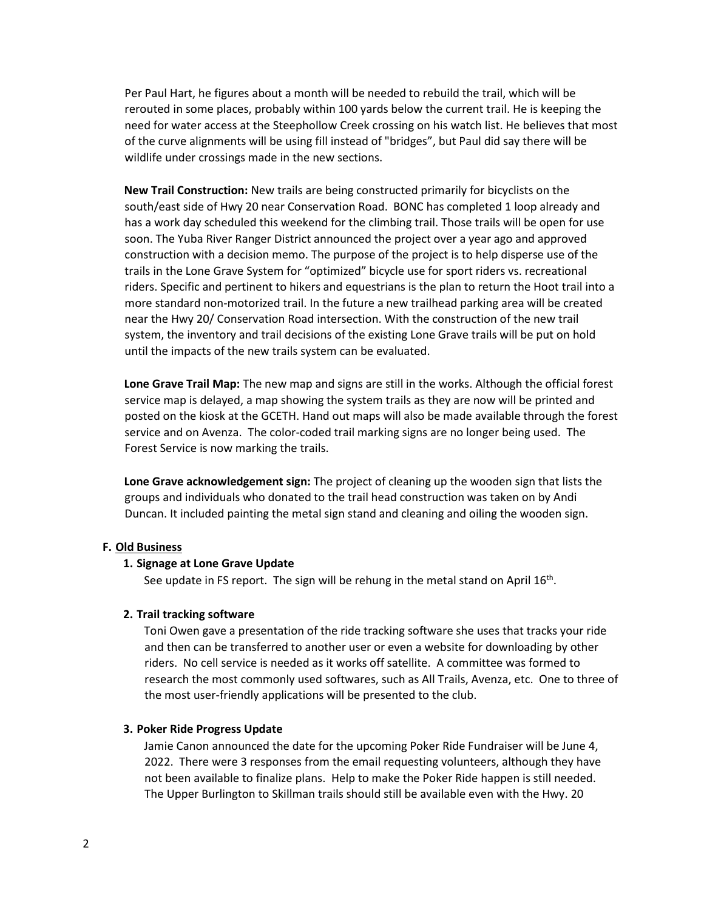Per Paul Hart, he figures about a month will be needed to rebuild the trail, which will be rerouted in some places, probably within 100 yards below the current trail. He is keeping the need for water access at the Steephollow Creek crossing on his watch list. He believes that most of the curve alignments will be using fill instead of "bridges", but Paul did say there will be wildlife under crossings made in the new sections.

**New Trail Construction:** New trails are being constructed primarily for bicyclists on the south/east side of Hwy 20 near Conservation Road. BONC has completed 1 loop already and has a work day scheduled this weekend for the climbing trail. Those trails will be open for use soon. The Yuba River Ranger District announced the project over a year ago and approved construction with a decision memo. The purpose of the project is to help disperse use of the trails in the Lone Grave System for "optimized" bicycle use for sport riders vs. recreational riders. Specific and pertinent to hikers and equestrians is the plan to return the Hoot trail into a more standard non-motorized trail. In the future a new trailhead parking area will be created near the Hwy 20/ Conservation Road intersection. With the construction of the new trail system, the inventory and trail decisions of the existing Lone Grave trails will be put on hold until the impacts of the new trails system can be evaluated.

**Lone Grave Trail Map:** The new map and signs are still in the works. Although the official forest service map is delayed, a map showing the system trails as they are now will be printed and posted on the kiosk at the GCETH. Hand out maps will also be made available through the forest service and on Avenza. The color-coded trail marking signs are no longer being used. The Forest Service is now marking the trails.

**Lone Grave acknowledgement sign:** The project of cleaning up the wooden sign that lists the groups and individuals who donated to the trail head construction was taken on by Andi Duncan. It included painting the metal sign stand and cleaning and oiling the wooden sign.

**F. Old Business**

**1. Signage at Lone Grave Update**

See update in FS report. The sign will be rehung in the metal stand on April 16th.

**2. Trail tracking software**

Toni Owen gave a presentation of the ride tracking software she uses that tracks your ride and then can be transferred to another user or even a website for downloading by other riders. No cell service is needed as it works off satellite. A committee was formed to research the most commonly used softwares, such as All Trails, Avenza, etc. One to three of the most user-friendly applications will be presented to the club.

**3. Poker Ride Progress Update**

Jamie Canon announced the date for the upcoming Poker Ride Fundraiser will be June 4, 2022. There were 3 responses from the email requesting volunteers, although they have not been available to finalize plans. Help to make the Poker Ride happen is still needed. The Upper Burlington to Skillman trails should still be available even with the Hwy. 20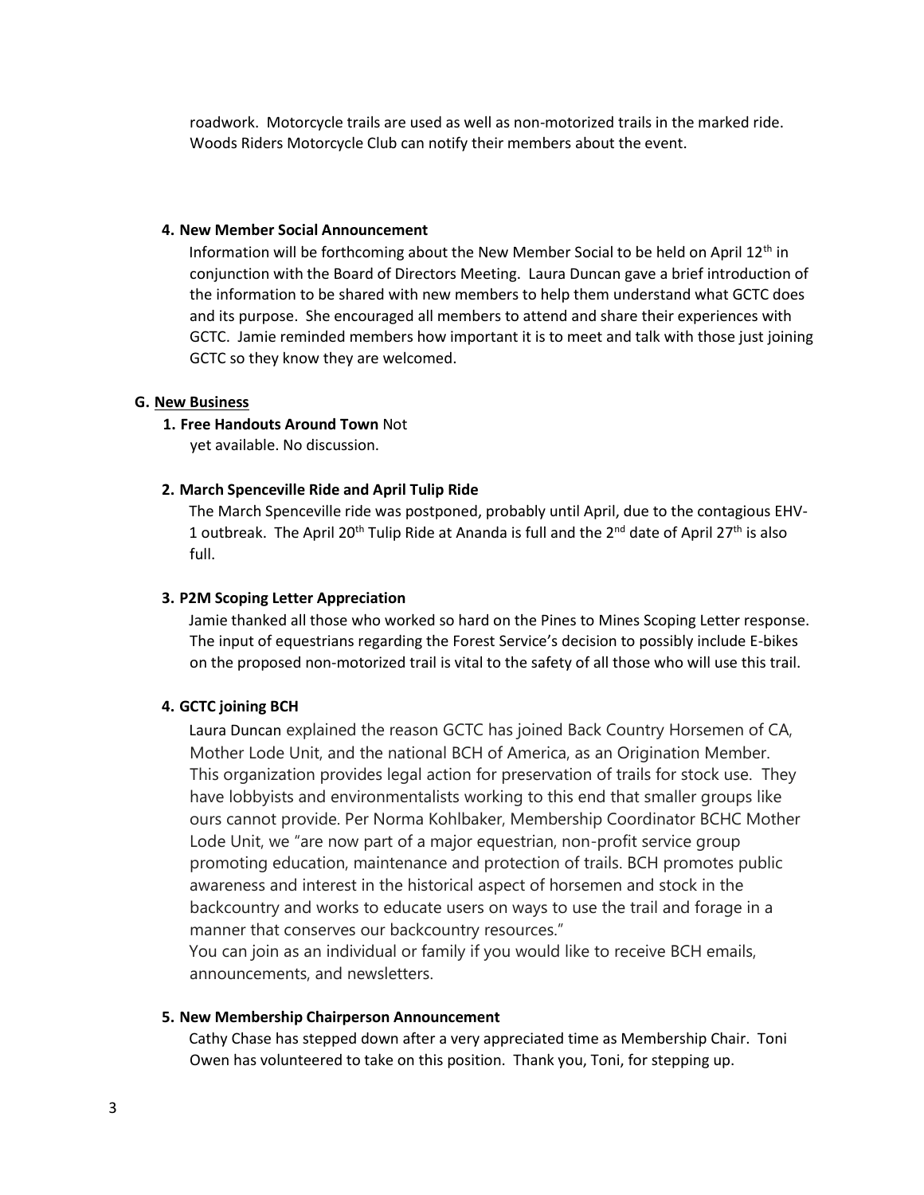roadwork. Motorcycle trails are used as well as non-motorized trails in the marked ride. Woods Riders Motorcycle Club can notify their members about the event.

**4. New Member Social Announcement**

Information will be forthcoming about the New Member Social to be held on April 12th in conjunction with the Board of Directors Meeting. Laura Duncan gave a brief introduction of the information to be shared with new members to help them understand what GCTC does and its purpose. She encouraged all members to attend and share their experiences with GCTC. Jamie reminded members how important it is to meet and talk with those just joining GCTC so they know they are welcomed.

**G. <u>New Business</u>**

**1. Free Handouts Around Town** Not yet available. No discussion.

**2. March Spenceville Ride and April Tulip Ride**

The March Spenceville ride was postponed, probably until April, due to the contagious EHV-1 outbreak. The April 20th Tulip Ride at Ananda is full and the 2nd date of April 27th is also full.

**3. P2M Scoping Letter Appreciation**

Jamie thanked all those who worked so hard on the Pines to Mines Scoping Letter response. The input of equestrians regarding the Forest Service's decision to possibly include E-bikes on the proposed non-motorized trail is vital to the safety of all those who will use this trail.

**4. GCTC joining BCH**

Laura Duncan explained the reason GCTC has joined Back Country Horsemen of CA, Mother Lode Unit, and the national BCH of America, as an Origination Member. This organization provides legal action for preservation of trails for stock use. They have lobbyists and environmentalists working to this end that smaller groups like ours cannot provide. Per Norma Kohlbaker, Membership Coordinator BCHC Mother Lode Unit, we "are now part of a major equestrian, non-profit service group promoting education, maintenance and protection of trails. BCH promotes public awareness and interest in the historical aspect of horsemen and stock in the backcountry and works to educate users on ways to use the trail and forage in a manner that conserves our backcountry resources."

You can join as an individual or family if you would like to receive BCH emails, announcements, and newsletters.

**5. New Membership Chairperson Announcement**

Cathy Chase has stepped down after a very appreciated time as Membership Chair. Toni Owen has volunteered to take on this position. Thank you, Toni, for stepping up.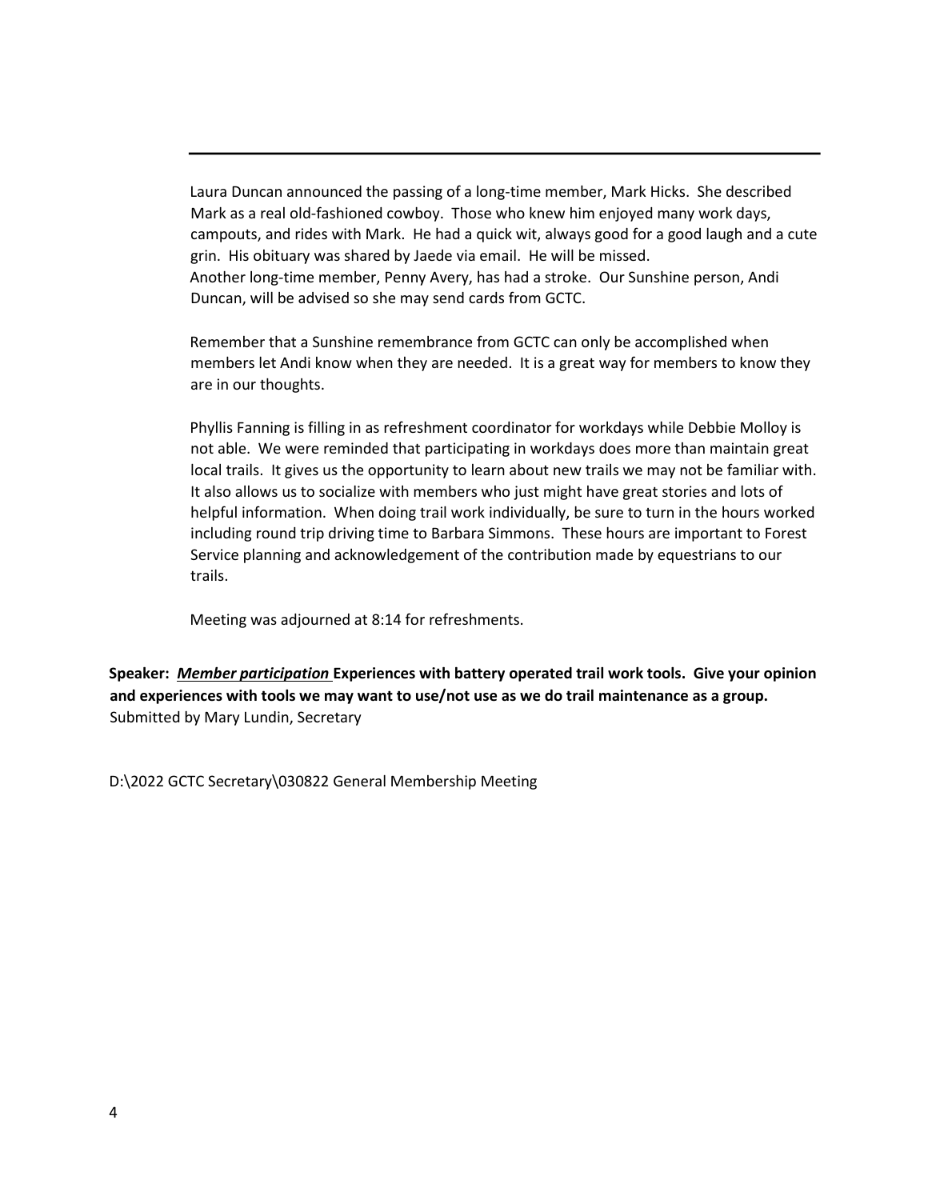Laura Duncan announced the passing of a long-time member, Mark Hicks. She described Mark as a real old-fashioned cowboy. Those who knew him enjoyed many work days, campouts, and rides with Mark. He had a quick wit, always good for a good laugh and a cute grin. His obituary was shared by Jaede via email. He will be missed.
Another long-time member, Penny Avery, has had a stroke. Our Sunshine person, Andi Duncan, will be advised so she may send cards from GCTC.

Remember that a Sunshine remembrance from GCTC can only be accomplished when members let Andi know when they are needed. It is a great way for members to know they are in our thoughts.

Phyllis Fanning is filling in as refreshment coordinator for workdays while Debbie Molloy is not able. We were reminded that participating in workdays does more than maintain great local trails. It gives us the opportunity to learn about new trails we may not be familiar with. It also allows us to socialize with members who just might have great stories and lots of helpful information. When doing trail work individually, be sure to turn in the hours worked including round trip driving time to Barbara Simmons. These hours are important to Forest Service planning and acknowledgement of the contribution made by equestrians to our trails.

Meeting was adjourned at 8:14 for refreshments.

**Speaker: _Member participation_ Experiences with battery operated trail work tools. Give your opinion and experiences with tools we may want to use/not use as we do trail maintenance as a group.**
Submitted by Mary Lundin, Secretary

D:\2022 GCTC Secretary\030822 General Membership Meeting